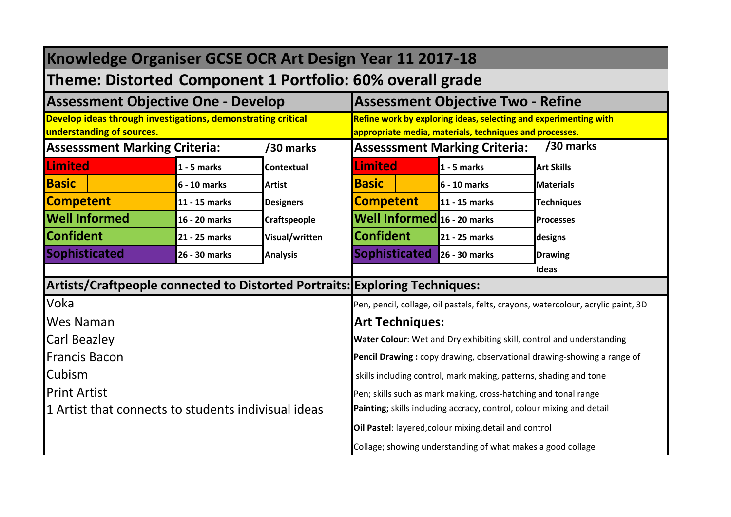# Knowledge Organiser GCSE OCR Art Design Year 11 2017-18

## Theme: Distorted Component 1 Portfolio: 60% overall grade

### Assessment Objective One - Develop

**Develop ideas through investigations, demonstrating critical understanding of sources.**

**Assesssment Marking Criteria: /30 marks**

| | | |
|---|---|---|
| **Limited** | **1 - 5 marks** | **Contextual** |
| **Basic** | **6 - 10 marks** | **Artist** |
| **Competent** | **11 - 15 marks** | **Designers** |
| **Well Informed** | **16 - 20 marks** | **Craftspeople** |
| **Confident** | **21 - 25 marks** | **Visual/written** |
| **Sophisticated** | **26 - 30 marks** | **Analysis** |

### Assessment Objective Two - Refine

**Refine work by exploring ideas, selecting and experimenting with appropriate media, materials, techniques and processes.**

**Assesssment Marking Criteria: /30 marks**

| | | |
|---|---|---|
| **Limited** | **1 - 5 marks** | **Art Skills** |
| **Basic** | **6 - 10 marks** | **Materials** |
| **Competent** | **11 - 15 marks** | **Techniques** |
| **Well Informed** | **16 - 20 marks** | **Processes** |
| **Confident** | **21 - 25 marks** | **designs** |
| **Sophisticated** | **26 - 30 marks** | **Drawing** |
| | | **Ideas** |

### Artists/Craftpeople connected to Distorted Portraits:

- Voka
- Wes Naman
- Carl Beazley
- Francis Bacon
- Cubism
- Print Artist
- 1 Artist that connects to students indisivual ideas

### Exploring Techniques:

Pen, pencil, collage, oil pastels, felts, crayons, watercolour, acrylic paint, 3D

### Art Techniques:

**Water Colour**: Wet and Dry exhibiting skill, control and understanding

**Pencil Drawing :** copy drawing, observational drawing-showing a range of skills including control, mark making, patterns, shading and tone

Pen; skills such as mark making, cross-hatching and tonal range

**Painting;** skills including accracy, control, colour mixing and detail

**Oil Pastel**: layered,colour mixing,detail and control

Collage; showing understanding of what makes a good collage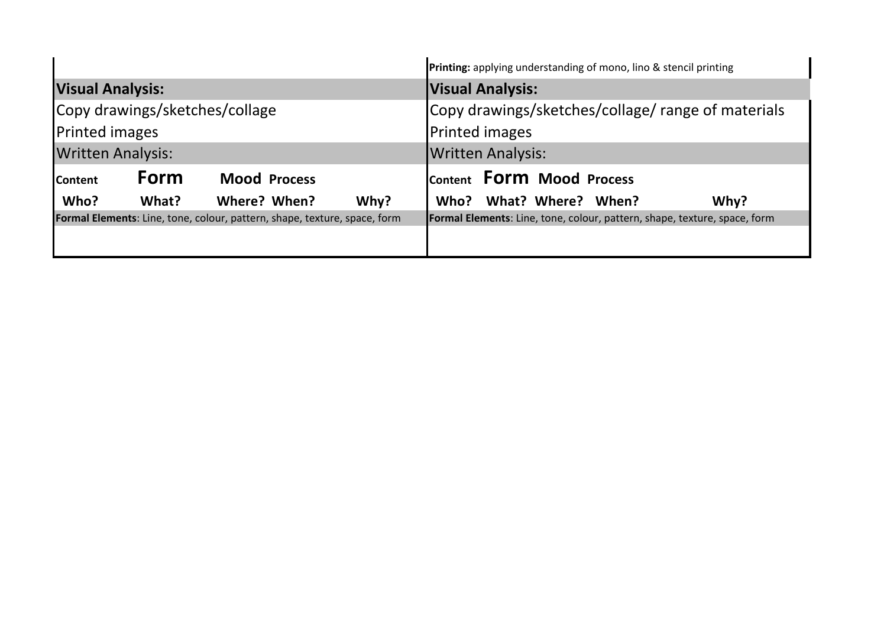| | **Printing:** applying understanding of mono, lino & stencil printing |
|---|---|
| **Visual Analysis:** | **Visual Analysis:** |
| Copy drawings/sketches/collage | Copy drawings/sketches/collage/ range of materials |
| Printed images | Printed images |
| Written Analysis: | Written Analysis: |
| **Content Form Mood Process** | **Content Form Mood Process** |
| **Who? What? Where? When? Why?** | **Who? What? Where? When? Why?** |
| **Formal Elements**: Line, tone, colour, pattern, shape, texture, space, form | **Formal Elements**: Line, tone, colour, pattern, shape, texture, space, form |
| | |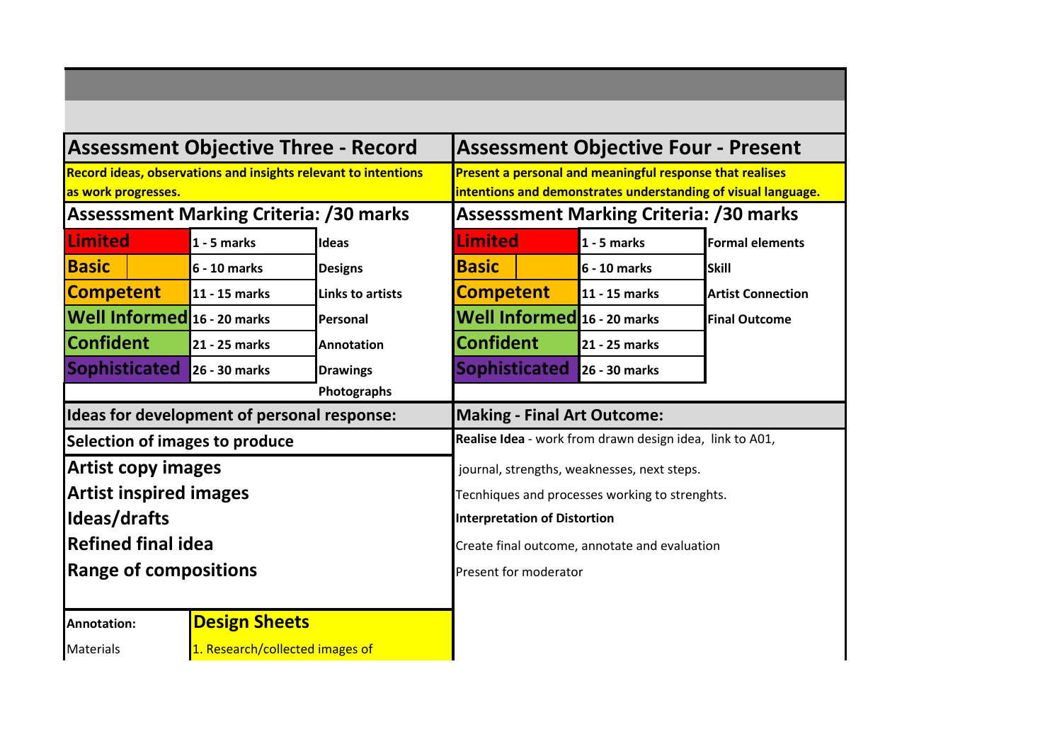## Assessment Objective Three - Record

**Record ideas, observations and insights relevant to intentions as work progresses.**

### Assesssment Marking Criteria: /30 marks

| Level | Marks | |
|---|---|---|
| Limited | 1 - 5 marks | Ideas |
| Basic | 6 - 10 marks | Designs |
| Competent | 11 - 15 marks | Links to artists |
| Well Informed | 16 - 20 marks | Personal |
| Confident | 21 - 25 marks | Annotation |
| Sophisticated | 26 - 30 marks | Drawings |
| | | Photographs |

### Ideas for development of personal response:

**Selection of images to produce**

- **Artist copy images**
- **Artist inspired images**
- **Ideas/drafts**
- **Refined final idea**
- **Range of compositions**

| Annotation: | Design Sheets |
|---|---|
| Materials | 1. Research/collected images of |

## Assessment Objective Four - Present

**Present a personal and meaningful response that realises intentions and demonstrates understanding of visual language.**

### Assesssment Marking Criteria: /30 marks

| Level | Marks | |
|---|---|---|
| Limited | 1 - 5 marks | Formal elements |
| Basic | 6 - 10 marks | Skill |
| Competent | 11 - 15 marks | Artist Connection |
| Well Informed | 16 - 20 marks | Final Outcome |
| Confident | 21 - 25 marks | |
| Sophisticated | 26 - 30 marks | |

### Making - Final Art Outcome:

**Realise Idea** - work from drawn design idea, link to A01,

journal, strengths, weaknesses, next steps.

Tecnhiques and processes working to strenghts.

**Interpretation of Distortion**

Create final outcome, annotate and evaluation

Present for moderator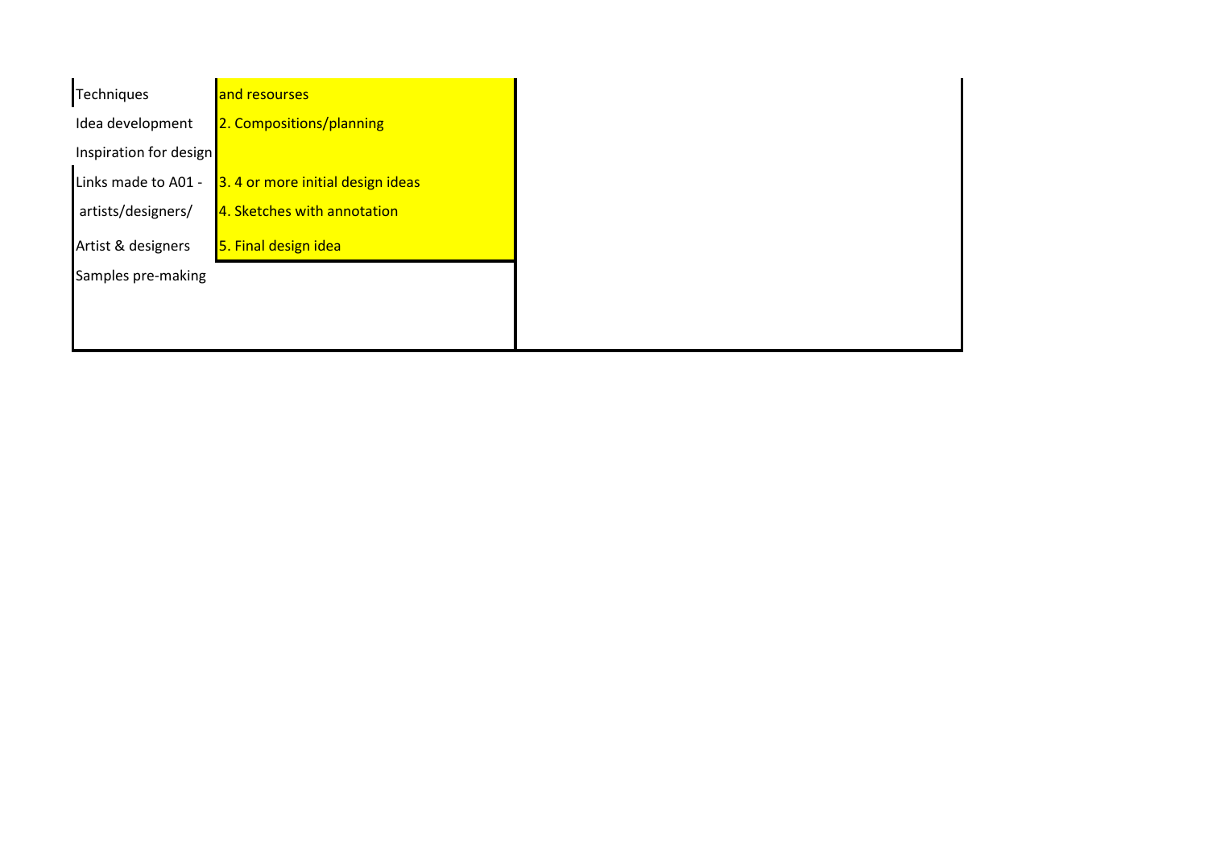| | | |
|---|---|---|
| Techniques | and resourses | |
| Idea development | 2. Compositions/planning | |
| Inspiration for design | | |
| Links made to A01 - | 3. 4 or more initial design ideas | |
| artists/designers/ | 4. Sketches with annotation | |
| Artist & designers | 5. Final design idea | |
| Samples pre-making | | |